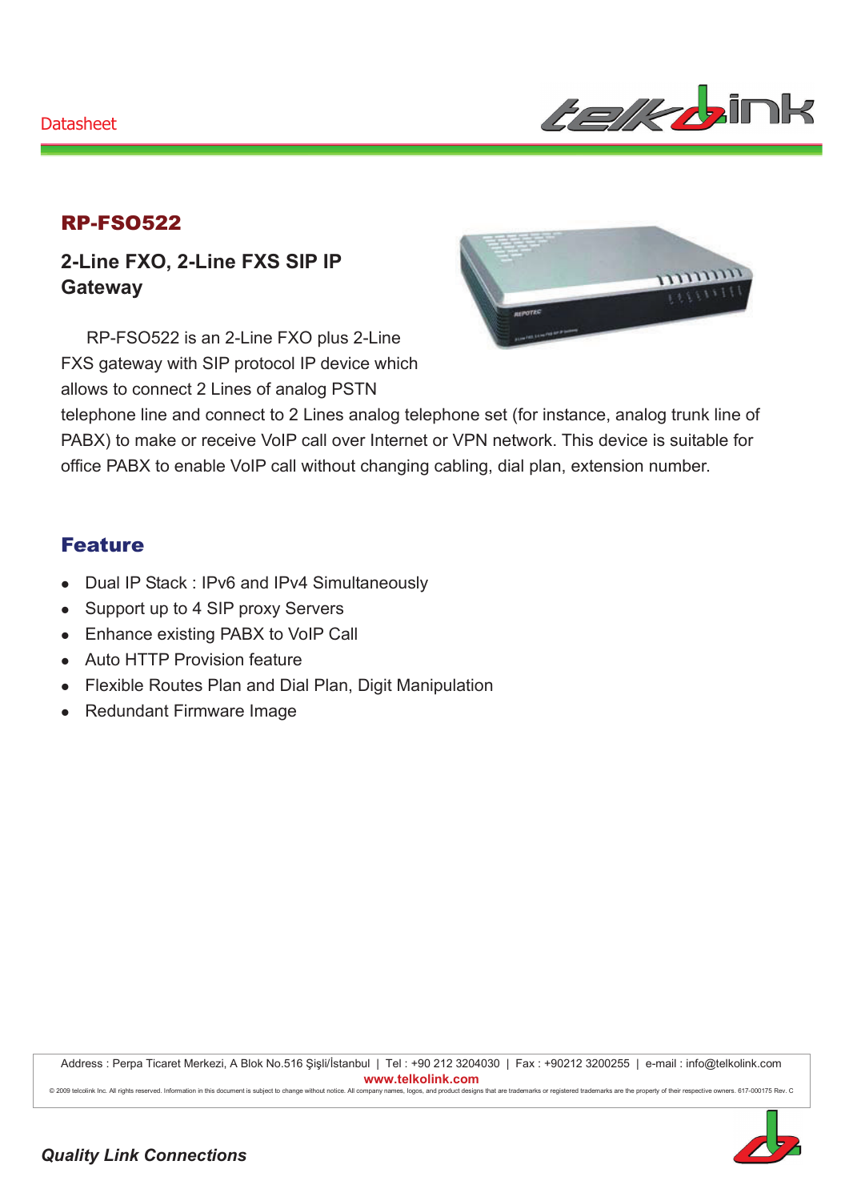Datasheet

# RP-FSO522

## 2-Line FXO, 2-Line FXS SIP IP Gateway

RP-FSO522 is an 2-Line FXO plus 2-Line FXS gateway with SIP protocol IP device which allows to connect 2 Lines of analog PSTN telephone line and connect to 2 Lines analog telephone set (for instance, analog trunk line of PABX) to make or receive VoIP call over Internet or VPN network. This device is suitable for office PABX to enable VoIP call without changing cabling, dial plan, extension number.

## Feature

- Dual IP Stack : IPv6 and IPv4 Simultaneously
- Support up to 4 SIP proxy Servers
- Enhance existing PABX to VoIP Call
- Auto HTTP Provision feature
- Flexible Routes Plan and Dial Plan, Digit Manipulation
- Redundant Firmware Image

Address : Perpa Ticaret Merkezi, A Blok No.516 Şişli/İstanbul | Tel : +90 212 3204030 | Fax : +90212 3200255 | e-mail : info@telkolink.com
www.telkolink.com
© 2009 telcolink Inc. All rights reserved. Information in this document is subject to change without notice. All company names, logos, and product designs that are trademarks or registered trademarks are the property of their respective owners. 617-000175 Rev. C

*Quality Link Connections*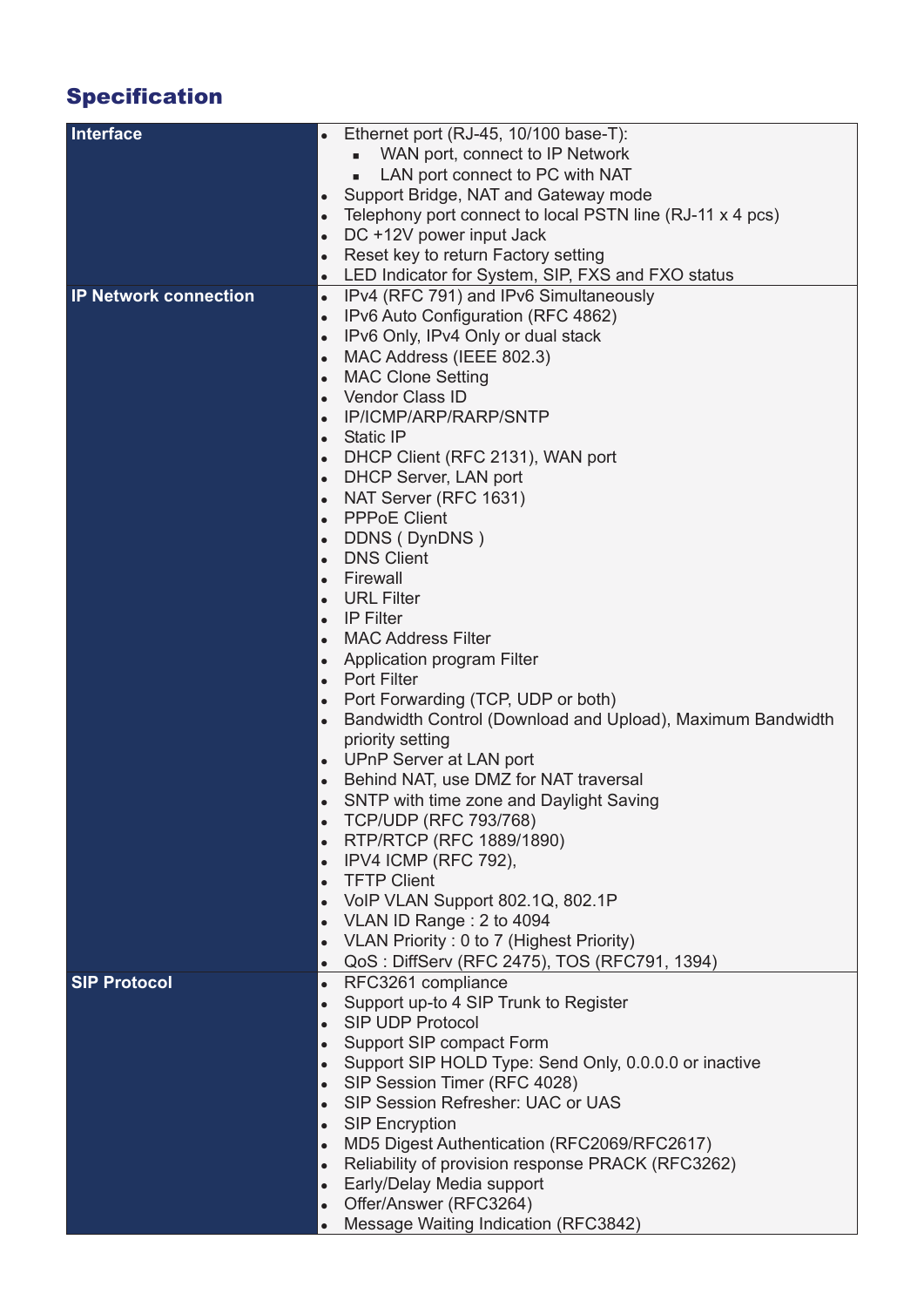## Specification

| | |
|---|---|
| **Interface** | • Ethernet port (RJ-45, 10/100 base-T):<br>&nbsp;&nbsp;▪ WAN port, connect to IP Network<br>&nbsp;&nbsp;▪ LAN port connect to PC with NAT<br>• Support Bridge, NAT and Gateway mode<br>• Telephony port connect to local PSTN line (RJ-11 x 4 pcs)<br>• DC +12V power input Jack<br>• Reset key to return Factory setting<br>• LED Indicator for System, SIP, FXS and FXO status |
| **IP Network connection** | • IPv4 (RFC 791) and IPv6 Simultaneously<br>• IPv6 Auto Configuration (RFC 4862)<br>• IPv6 Only, IPv4 Only or dual stack<br>• MAC Address (IEEE 802.3)<br>• MAC Clone Setting<br>• Vendor Class ID<br>• IP/ICMP/ARP/RARP/SNTP<br>• Static IP<br>• DHCP Client (RFC 2131), WAN port<br>• DHCP Server, LAN port<br>• NAT Server (RFC 1631)<br>• PPPoE Client<br>• DDNS ( DynDNS )<br>• DNS Client<br>• Firewall<br>• URL Filter<br>• IP Filter<br>• MAC Address Filter<br>• Application program Filter<br>• Port Filter<br>• Port Forwarding (TCP, UDP or both)<br>• Bandwidth Control (Download and Upload), Maximum Bandwidth priority setting<br>• UPnP Server at LAN port<br>• Behind NAT, use DMZ for NAT traversal<br>• SNTP with time zone and Daylight Saving<br>• TCP/UDP (RFC 793/768)<br>• RTP/RTCP (RFC 1889/1890)<br>• IPV4 ICMP (RFC 792),<br>• TFTP Client<br>• VoIP VLAN Support 802.1Q, 802.1P<br>• VLAN ID Range : 2 to 4094<br>• VLAN Priority : 0 to 7 (Highest Priority)<br>• QoS : DiffServ (RFC 2475), TOS (RFC791, 1394) |
| **SIP Protocol** | • RFC3261 compliance<br>• Support up-to 4 SIP Trunk to Register<br>• SIP UDP Protocol<br>• Support SIP compact Form<br>• Support SIP HOLD Type: Send Only, 0.0.0.0 or inactive<br>• SIP Session Timer (RFC 4028)<br>• SIP Session Refresher: UAC or UAS<br>• SIP Encryption<br>• MD5 Digest Authentication (RFC2069/RFC2617)<br>• Reliability of provision response PRACK (RFC3262)<br>• Early/Delay Media support<br>• Offer/Answer (RFC3264)<br>• Message Waiting Indication (RFC3842) |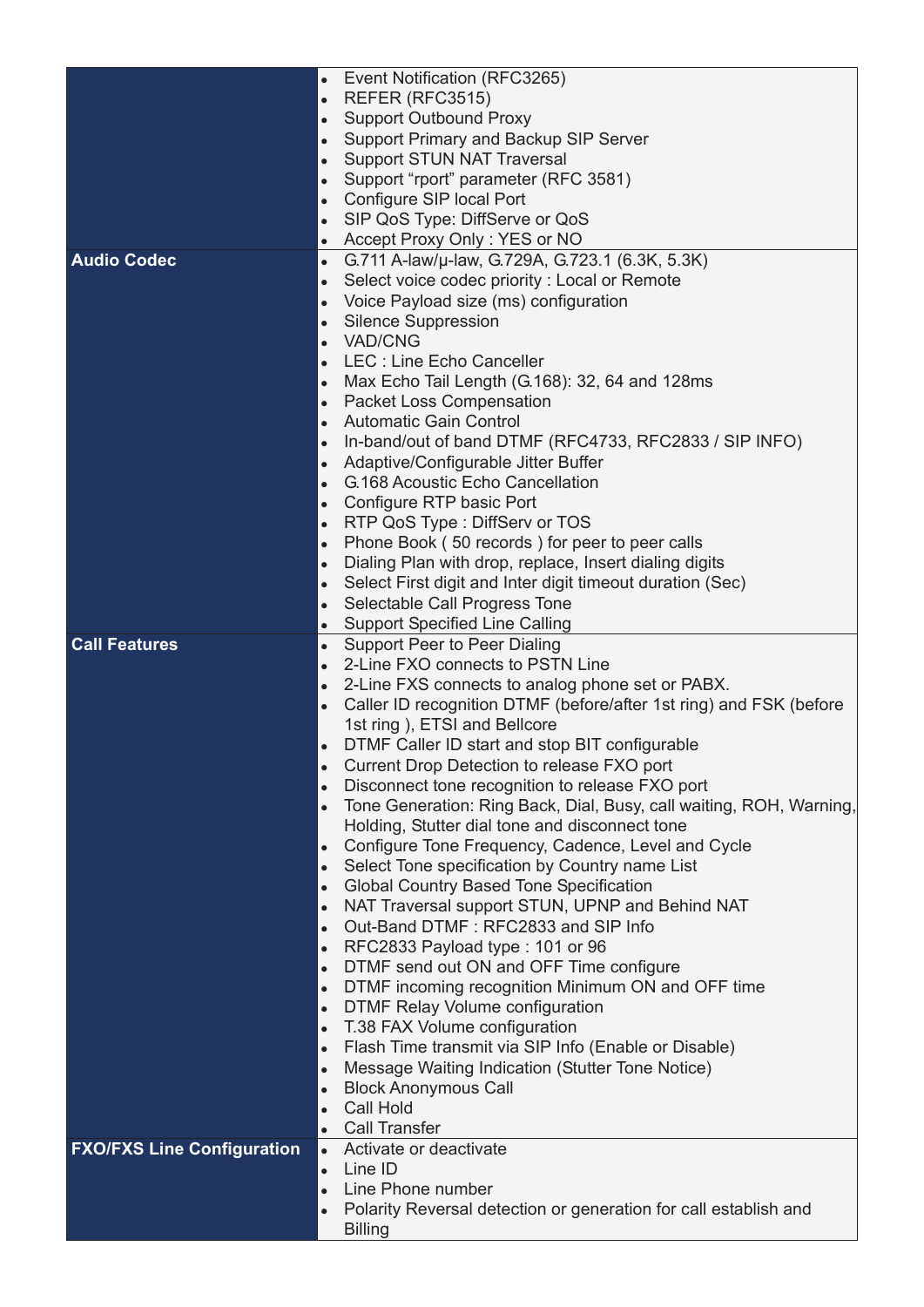| | |
|---|---|
| | • Event Notification (RFC3265)<br>• REFER (RFC3515)<br>• Support Outbound Proxy<br>• Support Primary and Backup SIP Server<br>• Support STUN NAT Traversal<br>• Support “rport” parameter (RFC 3581)<br>• Configure SIP local Port<br>• SIP QoS Type: DiffServe or QoS<br>• Accept Proxy Only : YES or NO |
| **Audio Codec** | • G.711 A-law/μ-law, G.729A, G.723.1 (6.3K, 5.3K)<br>• Select voice codec priority : Local or Remote<br>• Voice Payload size (ms) configuration<br>• Silence Suppression<br>• VAD/CNG<br>• LEC : Line Echo Canceller<br>• Max Echo Tail Length (G.168): 32, 64 and 128ms<br>• Packet Loss Compensation<br>• Automatic Gain Control<br>• In-band/out of band DTMF (RFC4733, RFC2833 / SIP INFO)<br>• Adaptive/Configurable Jitter Buffer<br>• G.168 Acoustic Echo Cancellation<br>• Configure RTP basic Port<br>• RTP QoS Type : DiffServ or TOS<br>• Phone Book ( 50 records ) for peer to peer calls<br>• Dialing Plan with drop, replace, Insert dialing digits<br>• Select First digit and Inter digit timeout duration (Sec)<br>• Selectable Call Progress Tone<br>• Support Specified Line Calling |
| **Call Features** | • Support Peer to Peer Dialing<br>• 2-Line FXO connects to PSTN Line<br>• 2-Line FXS connects to analog phone set or PABX.<br>• Caller ID recognition DTMF (before/after 1st ring) and FSK (before 1st ring ), ETSI and Bellcore<br>• DTMF Caller ID start and stop BIT configurable<br>• Current Drop Detection to release FXO port<br>• Disconnect tone recognition to release FXO port<br>• Tone Generation: Ring Back, Dial, Busy, call waiting, ROH, Warning, Holding, Stutter dial tone and disconnect tone<br>• Configure Tone Frequency, Cadence, Level and Cycle<br>• Select Tone specification by Country name List<br>• Global Country Based Tone Specification<br>• NAT Traversal support STUN, UPNP and Behind NAT<br>• Out-Band DTMF : RFC2833 and SIP Info<br>• RFC2833 Payload type : 101 or 96<br>• DTMF send out ON and OFF Time configure<br>• DTMF incoming recognition Minimum ON and OFF time<br>• DTMF Relay Volume configuration<br>• T.38 FAX Volume configuration<br>• Flash Time transmit via SIP Info (Enable or Disable)<br>• Message Waiting Indication (Stutter Tone Notice)<br>• Block Anonymous Call<br>• Call Hold<br>• Call Transfer |
| **FXO/FXS Line Configuration** | • Activate or deactivate<br>• Line ID<br>• Line Phone number<br>• Polarity Reversal detection or generation for call establish and Billing |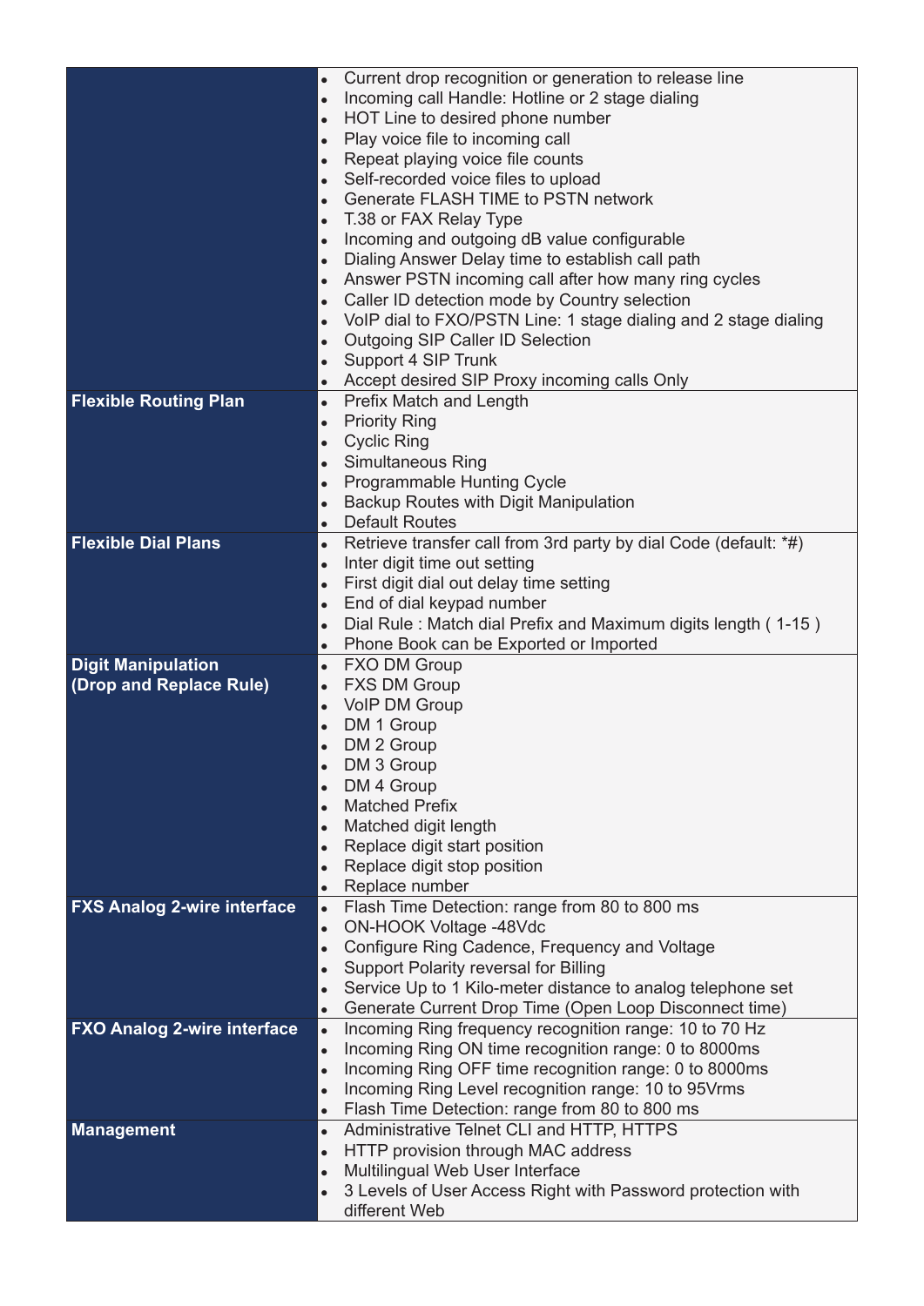| | |
|---|---|
| | • Current drop recognition or generation to release line<br>• Incoming call Handle: Hotline or 2 stage dialing<br>• HOT Line to desired phone number<br>• Play voice file to incoming call<br>• Repeat playing voice file counts<br>• Self-recorded voice files to upload<br>• Generate FLASH TIME to PSTN network<br>• T.38 or FAX Relay Type<br>• Incoming and outgoing dB value configurable<br>• Dialing Answer Delay time to establish call path<br>• Answer PSTN incoming call after how many ring cycles<br>• Caller ID detection mode by Country selection<br>• VoIP dial to FXO/PSTN Line: 1 stage dialing and 2 stage dialing<br>• Outgoing SIP Caller ID Selection<br>• Support 4 SIP Trunk<br>• Accept desired SIP Proxy incoming calls Only |
| **Flexible Routing Plan** | • Prefix Match and Length<br>• Priority Ring<br>• Cyclic Ring<br>• Simultaneous Ring<br>• Programmable Hunting Cycle<br>• Backup Routes with Digit Manipulation<br>• Default Routes |
| **Flexible Dial Plans** | • Retrieve transfer call from 3rd party by dial Code (default: *#)<br>• Inter digit time out setting<br>• First digit dial out delay time setting<br>• End of dial keypad number<br>• Dial Rule : Match dial Prefix and Maximum digits length ( 1-15 )<br>• Phone Book can be Exported or Imported |
| **Digit Manipulation (Drop and Replace Rule)** | • FXO DM Group<br>• FXS DM Group<br>• VoIP DM Group<br>• DM 1 Group<br>• DM 2 Group<br>• DM 3 Group<br>• DM 4 Group<br>• Matched Prefix<br>• Matched digit length<br>• Replace digit start position<br>• Replace digit stop position<br>• Replace number |
| **FXS Analog 2-wire interface** | • Flash Time Detection: range from 80 to 800 ms<br>• ON-HOOK Voltage -48Vdc<br>• Configure Ring Cadence, Frequency and Voltage<br>• Support Polarity reversal for Billing<br>• Service Up to 1 Kilo-meter distance to analog telephone set<br>• Generate Current Drop Time (Open Loop Disconnect time) |
| **FXO Analog 2-wire interface** | • Incoming Ring frequency recognition range: 10 to 70 Hz<br>• Incoming Ring ON time recognition range: 0 to 8000ms<br>• Incoming Ring OFF time recognition range: 0 to 8000ms<br>• Incoming Ring Level recognition range: 10 to 95Vrms<br>• Flash Time Detection: range from 80 to 800 ms |
| **Management** | • Administrative Telnet CLI and HTTP, HTTPS<br>• HTTP provision through MAC address<br>• Multilingual Web User Interface<br>• 3 Levels of User Access Right with Password protection with different Web |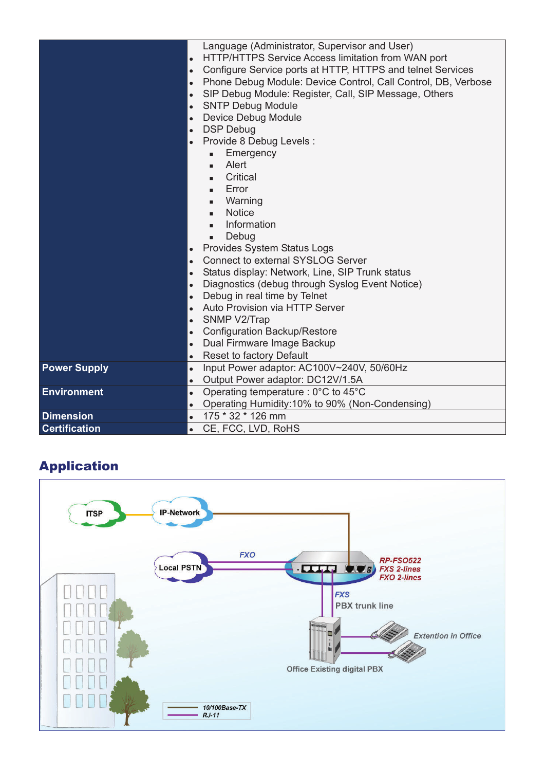| | |
|---|---|
| | Language (Administrator, Supervisor and User)<br>• HTTP/HTTPS Service Access limitation from WAN port<br>• Configure Service ports at HTTP, HTTPS and telnet Services<br>• Phone Debug Module: Device Control, Call Control, DB, Verbose<br>• SIP Debug Module: Register, Call, SIP Message, Others<br>• SNTP Debug Module<br>• Device Debug Module<br>• DSP Debug<br>• Provide 8 Debug Levels :<br>&nbsp;&nbsp;▪ Emergency<br>&nbsp;&nbsp;▪ Alert<br>&nbsp;&nbsp;▪ Critical<br>&nbsp;&nbsp;▪ Error<br>&nbsp;&nbsp;▪ Warning<br>&nbsp;&nbsp;▪ Notice<br>&nbsp;&nbsp;▪ Information<br>&nbsp;&nbsp;▪ Debug<br>• Provides System Status Logs<br>• Connect to external SYSLOG Server<br>• Status display: Network, Line, SIP Trunk status<br>• Diagnostics (debug through Syslog Event Notice)<br>• Debug in real time by Telnet<br>• Auto Provision via HTTP Server<br>• SNMP V2/Trap<br>• Configuration Backup/Restore<br>• Dual Firmware Image Backup<br>• Reset to factory Default |
| **Power Supply** | • Input Power adaptor: AC100V~240V, 50/60Hz<br>• Output Power adaptor: DC12V/1.5A |
| **Environment** | • Operating temperature : 0°C to 45°C<br>• Operating Humidity:10% to 90% (Non-Condensing) |
| **Dimension** | • 175 * 32 * 126 mm |
| **Certification** | • CE, FCC, LVD, RoHS |

## Application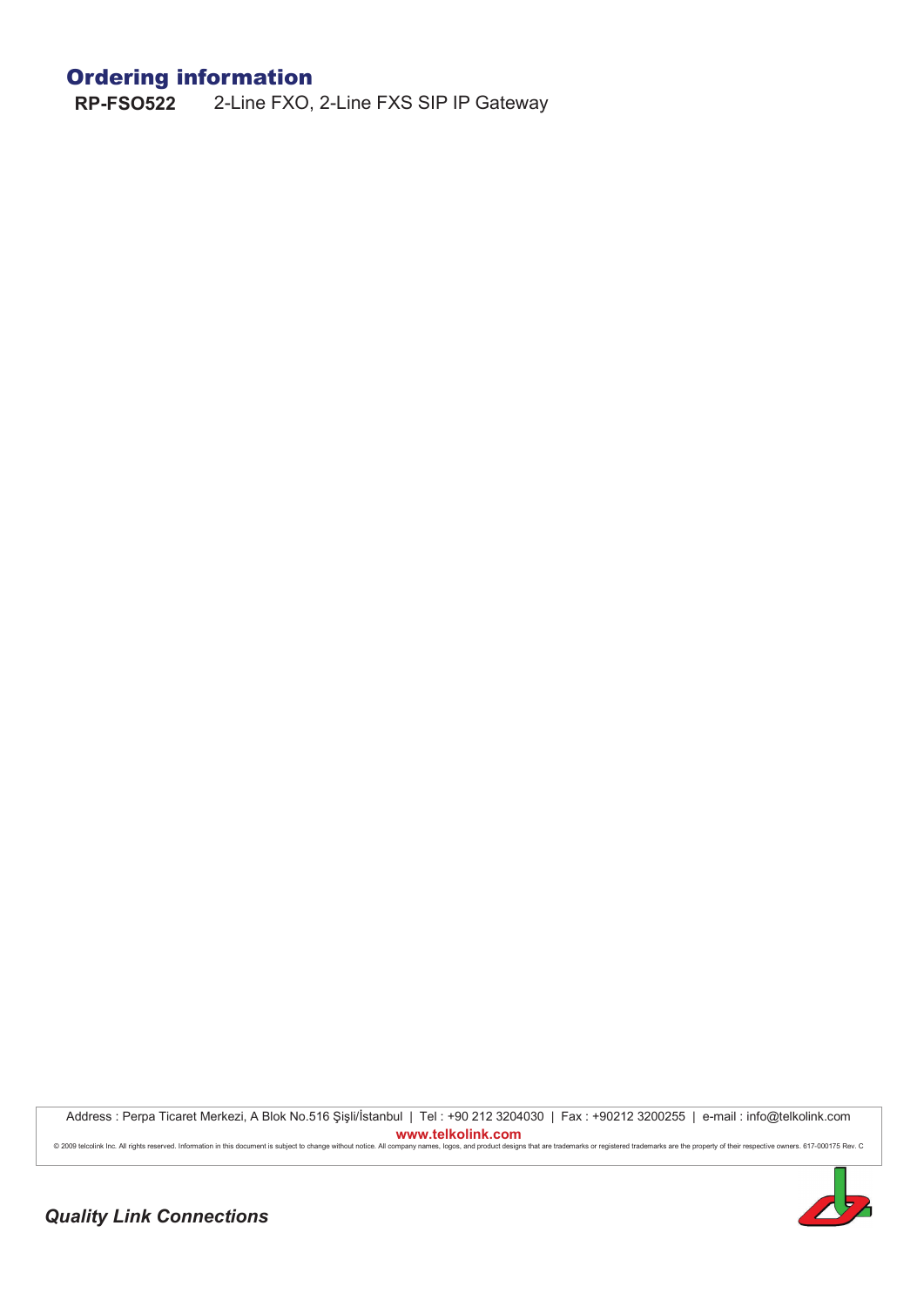## Ordering information

**RP-FSO522** 2-Line FXO, 2-Line FXS SIP IP Gateway

Address : Perpa Ticaret Merkezi, A Blok No.516 Şişli/İstanbul | Tel : +90 212 3204030 | Fax : +90212 3200255 | e-mail : info@telkolink.com

**www.telkolink.com**

© 2009 telcolink Inc. All rights reserved. Information in this document is subject to change without notice. All company names, logos, and product designs that are trademarks or registered trademarks are the property of their respective owners. 617-000175 Rev. C

***Quality Link Connections***